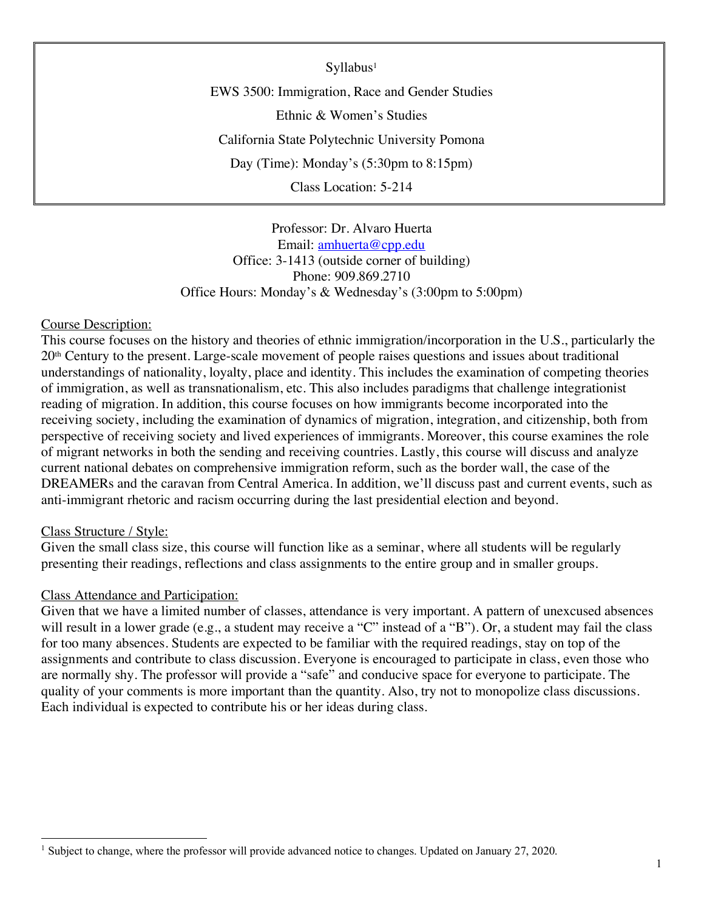Syllabus[1]

EWS 3500: Immigration, Race and Gender Studies

Ethnic & Women's Studies

California State Polytechnic University Pomona

Day (Time): Monday's (5:30pm to 8:15pm)

Class Location: 5-214

Professor: Dr. Alvaro Huerta
Email: amhuerta@cpp.edu
Office: 3-1413 (outside corner of building)
Phone: 909.869.2710
Office Hours: Monday's & Wednesday's (3:00pm to 5:00pm)

## Course Description:

This course focuses on the history and theories of ethnic immigration/incorporation in the U.S., particularly the 20th Century to the present. Large-scale movement of people raises questions and issues about traditional understandings of nationality, loyalty, place and identity. This includes the examination of competing theories of immigration, as well as transnationalism, etc. This also includes paradigms that challenge integrationist reading of migration. In addition, this course focuses on how immigrants become incorporated into the receiving society, including the examination of dynamics of migration, integration, and citizenship, both from perspective of receiving society and lived experiences of immigrants. Moreover, this course examines the role of migrant networks in both the sending and receiving countries. Lastly, this course will discuss and analyze current national debates on comprehensive immigration reform, such as the border wall, the case of the DREAMERs and the caravan from Central America. In addition, we'll discuss past and current events, such as anti-immigrant rhetoric and racism occurring during the last presidential election and beyond.

## Class Structure / Style:

Given the small class size, this course will function like as a seminar, where all students will be regularly presenting their readings, reflections and class assignments to the entire group and in smaller groups.

## Class Attendance and Participation:

Given that we have a limited number of classes, attendance is very important. A pattern of unexcused absences will result in a lower grade (e.g., a student may receive a "C" instead of a "B"). Or, a student may fail the class for too many absences. Students are expected to be familiar with the required readings, stay on top of the assignments and contribute to class discussion. Everyone is encouraged to participate in class, even those who are normally shy. The professor will provide a "safe" and conducive space for everyone to participate. The quality of your comments is more important than the quantity. Also, try not to monopolize class discussions. Each individual is expected to contribute his or her ideas during class.

[1] Subject to change, where the professor will provide advanced notice to changes. Updated on January 27, 2020.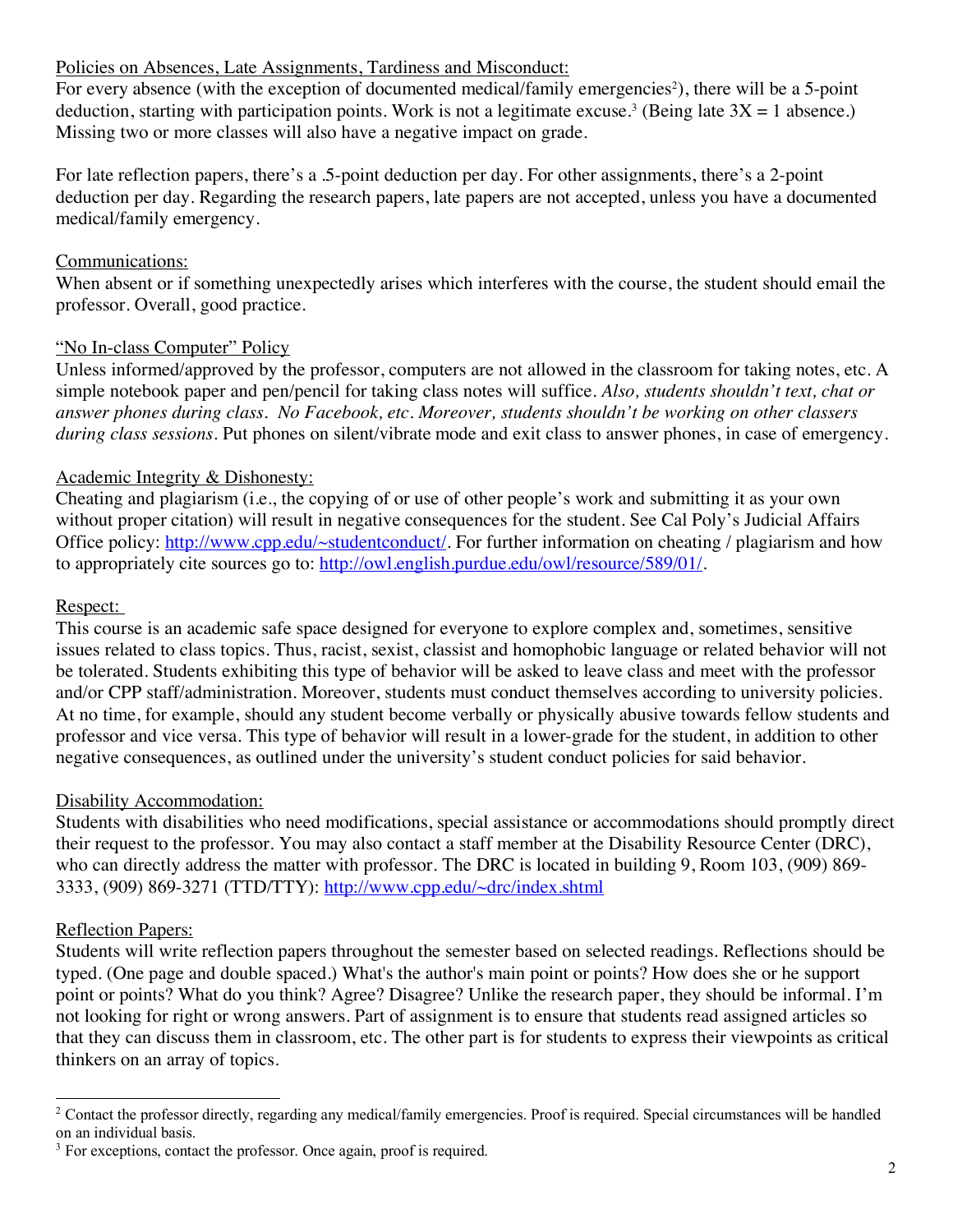Policies on Absences, Late Assignments, Tardiness and Misconduct:

For every absence (with the exception of documented medical/family emergencies[2]), there will be a 5-point deduction, starting with participation points. Work is not a legitimate excuse.[3] (Being late 3X = 1 absence.) Missing two or more classes will also have a negative impact on grade.

For late reflection papers, there's a .5-point deduction per day. For other assignments, there's a 2-point deduction per day. Regarding the research papers, late papers are not accepted, unless you have a documented medical/family emergency.

Communications:

When absent or if something unexpectedly arises which interferes with the course, the student should email the professor. Overall, good practice.

"No In-class Computer" Policy

Unless informed/approved by the professor, computers are not allowed in the classroom for taking notes, etc. A simple notebook paper and pen/pencil for taking class notes will suffice. *Also, students shouldn't text, chat or answer phones during class. No Facebook, etc. Moreover, students shouldn't be working on other classers during class sessions*. Put phones on silent/vibrate mode and exit class to answer phones, in case of emergency.

Academic Integrity & Dishonesty:

Cheating and plagiarism (i.e., the copying of or use of other people's work and submitting it as your own without proper citation) will result in negative consequences for the student. See Cal Poly's Judicial Affairs Office policy: http://www.cpp.edu/~studentconduct/. For further information on cheating / plagiarism and how to appropriately cite sources go to: http://owl.english.purdue.edu/owl/resource/589/01/.

Respect:

This course is an academic safe space designed for everyone to explore complex and, sometimes, sensitive issues related to class topics. Thus, racist, sexist, classist and homophobic language or related behavior will not be tolerated. Students exhibiting this type of behavior will be asked to leave class and meet with the professor and/or CPP staff/administration. Moreover, students must conduct themselves according to university policies. At no time, for example, should any student become verbally or physically abusive towards fellow students and professor and vice versa. This type of behavior will result in a lower-grade for the student, in addition to other negative consequences, as outlined under the university's student conduct policies for said behavior.

Disability Accommodation:

Students with disabilities who need modifications, special assistance or accommodations should promptly direct their request to the professor. You may also contact a staff member at the Disability Resource Center (DRC), who can directly address the matter with professor. The DRC is located in building 9, Room 103, (909) 869-3333, (909) 869-3271 (TTD/TTY): http://www.cpp.edu/~drc/index.shtml

Reflection Papers:

Students will write reflection papers throughout the semester based on selected readings. Reflections should be typed. (One page and double spaced.) What's the author's main point or points? How does she or he support point or points? What do you think? Agree? Disagree? Unlike the research paper, they should be informal. I'm not looking for right or wrong answers. Part of assignment is to ensure that students read assigned articles so that they can discuss them in classroom, etc. The other part is for students to express their viewpoints as critical thinkers on an array of topics.

---

[2] Contact the professor directly, regarding any medical/family emergencies. Proof is required. Special circumstances will be handled on an individual basis.

[3] For exceptions, contact the professor. Once again, proof is required.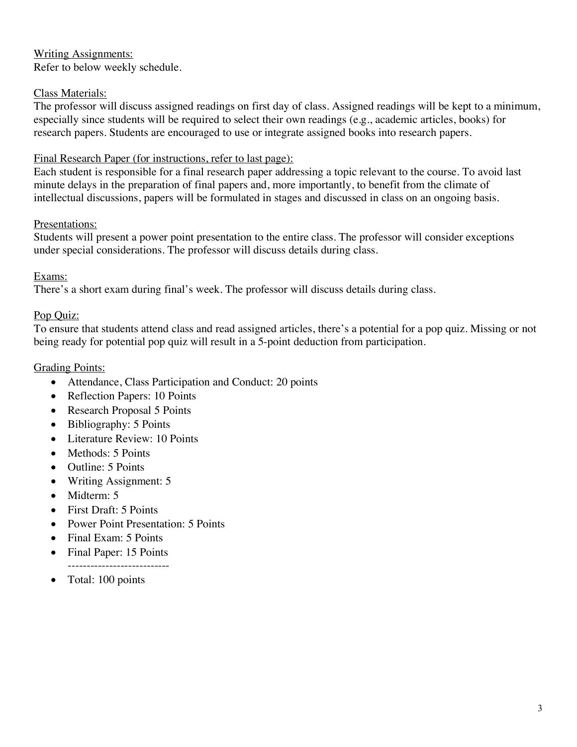Writing Assignments:
Refer to below weekly schedule.

Class Materials:
The professor will discuss assigned readings on first day of class. Assigned readings will be kept to a minimum, especially since students will be required to select their own readings (e.g., academic articles, books) for research papers. Students are encouraged to use or integrate assigned books into research papers.

Final Research Paper (for instructions, refer to last page):
Each student is responsible for a final research paper addressing a topic relevant to the course. To avoid last minute delays in the preparation of final papers and, more importantly, to benefit from the climate of intellectual discussions, papers will be formulated in stages and discussed in class on an ongoing basis.

Presentations:
Students will present a power point presentation to the entire class. The professor will consider exceptions under special considerations. The professor will discuss details during class.

Exams:
There's a short exam during final's week. The professor will discuss details during class.

Pop Quiz:
To ensure that students attend class and read assigned articles, there's a potential for a pop quiz. Missing or not being ready for potential pop quiz will result in a 5-point deduction from participation.

Grading Points:

- Attendance, Class Participation and Conduct: 20 points
- Reflection Papers: 10 Points
- Research Proposal 5 Points
- Bibliography: 5 Points
- Literature Review: 10 Points
- Methods: 5 Points
- Outline: 5 Points
- Writing Assignment: 5
- Midterm: 5
- First Draft: 5 Points
- Power Point Presentation: 5 Points
- Final Exam: 5 Points
- Final Paper: 15 Points
  ---------------------------
- Total: 100 points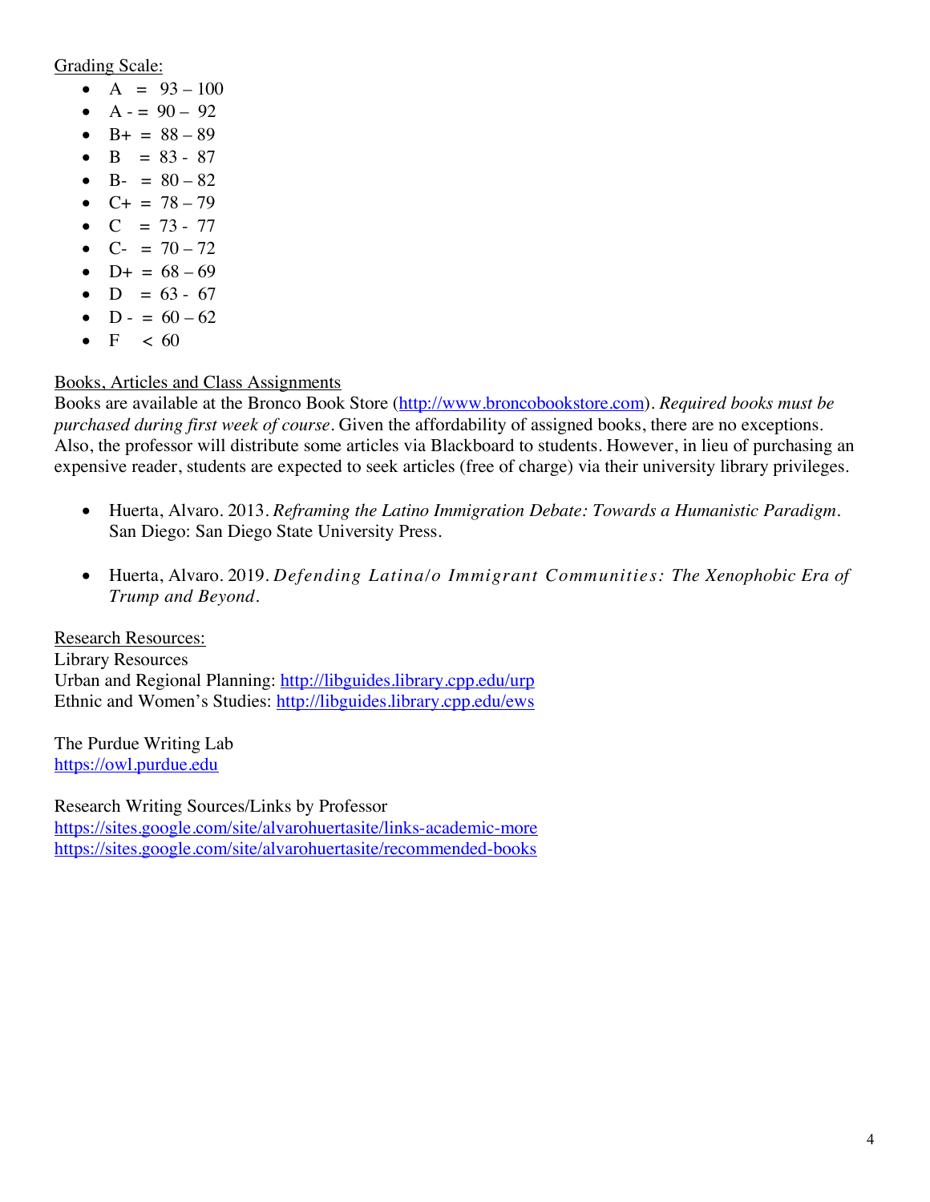<u>Grading Scale:</u>

- A = 93 – 100
- A - = 90 – 92
- B+ = 88 – 89
- B = 83 - 87
- B- = 80 – 82
- C+ = 78 – 79
- C = 73 - 77
- C- = 70 – 72
- D+ = 68 – 69
- D = 63 - 67
- D - = 60 – 62
- F < 60

<u>Books, Articles and Class Assignments</u>

Books are available at the Bronco Book Store (http://www.broncobookstore.com). *Required books must be purchased during first week of course*. Given the affordability of assigned books, there are no exceptions. Also, the professor will distribute some articles via Blackboard to students. However, in lieu of purchasing an expensive reader, students are expected to seek articles (free of charge) via their university library privileges.

- Huerta, Alvaro. 2013. *Reframing the Latino Immigration Debate: Towards a Humanistic Paradigm*. San Diego: San Diego State University Press.

- Huerta, Alvaro. 2019. *Defending Latina/o Immigrant Communities: The Xenophobic Era of Trump and Beyond*.

<u>Research Resources:</u>

Library Resources
Urban and Regional Planning: http://libguides.library.cpp.edu/urp
Ethnic and Women's Studies: http://libguides.library.cpp.edu/ews

The Purdue Writing Lab
https://owl.purdue.edu

Research Writing Sources/Links by Professor
https://sites.google.com/site/alvarohuertasite/links-academic-more
https://sites.google.com/site/alvarohuertasite/recommended-books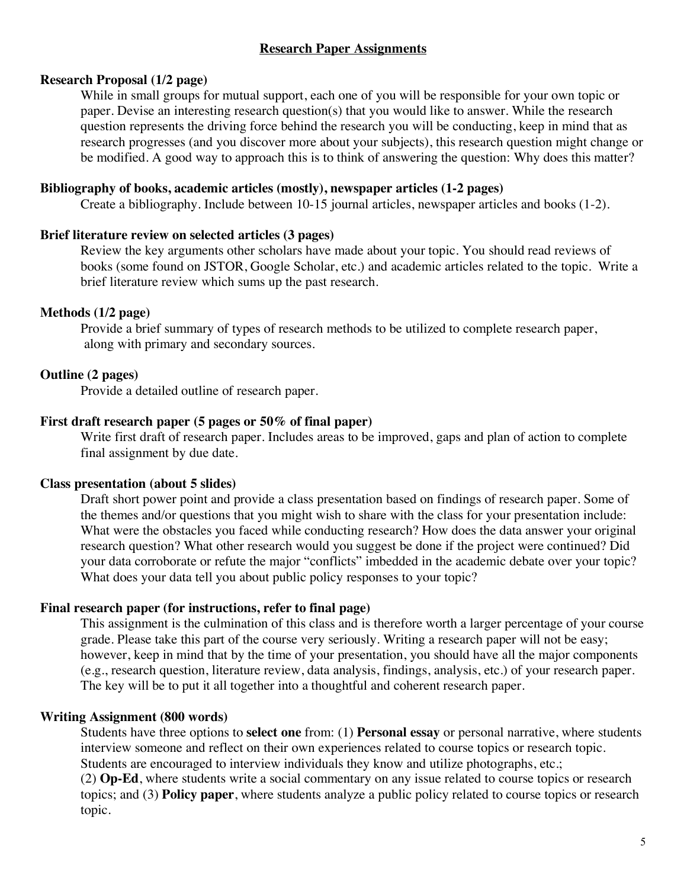## Research Paper Assignments

### Research Proposal (1/2 page)

While in small groups for mutual support, each one of you will be responsible for your own topic or paper. Devise an interesting research question(s) that you would like to answer. While the research question represents the driving force behind the research you will be conducting, keep in mind that as research progresses (and you discover more about your subjects), this research question might change or be modified. A good way to approach this is to think of answering the question: Why does this matter?

### Bibliography of books, academic articles (mostly), newspaper articles (1-2 pages)

Create a bibliography. Include between 10-15 journal articles, newspaper articles and books (1-2).

### Brief literature review on selected articles (3 pages)

Review the key arguments other scholars have made about your topic. You should read reviews of books (some found on JSTOR, Google Scholar, etc.) and academic articles related to the topic. Write a brief literature review which sums up the past research.

### Methods (1/2 page)

Provide a brief summary of types of research methods to be utilized to complete research paper, along with primary and secondary sources.

### Outline (2 pages)

Provide a detailed outline of research paper.

### First draft research paper (5 pages or 50% of final paper)

Write first draft of research paper. Includes areas to be improved, gaps and plan of action to complete final assignment by due date.

### Class presentation (about 5 slides)

Draft short power point and provide a class presentation based on findings of research paper. Some of the themes and/or questions that you might wish to share with the class for your presentation include: What were the obstacles you faced while conducting research? How does the data answer your original research question? What other research would you suggest be done if the project were continued? Did your data corroborate or refute the major "conflicts" imbedded in the academic debate over your topic? What does your data tell you about public policy responses to your topic?

### Final research paper (for instructions, refer to final page)

This assignment is the culmination of this class and is therefore worth a larger percentage of your course grade. Please take this part of the course very seriously. Writing a research paper will not be easy; however, keep in mind that by the time of your presentation, you should have all the major components (e.g., research question, literature review, data analysis, findings, analysis, etc.) of your research paper. The key will be to put it all together into a thoughtful and coherent research paper.

### Writing Assignment (800 words)

Students have three options to **select one** from: (1) **Personal essay** or personal narrative, where students interview someone and reflect on their own experiences related to course topics or research topic. Students are encouraged to interview individuals they know and utilize photographs, etc.;
(2) **Op-Ed**, where students write a social commentary on any issue related to course topics or research topics; and (3) **Policy paper**, where students analyze a public policy related to course topics or research topic.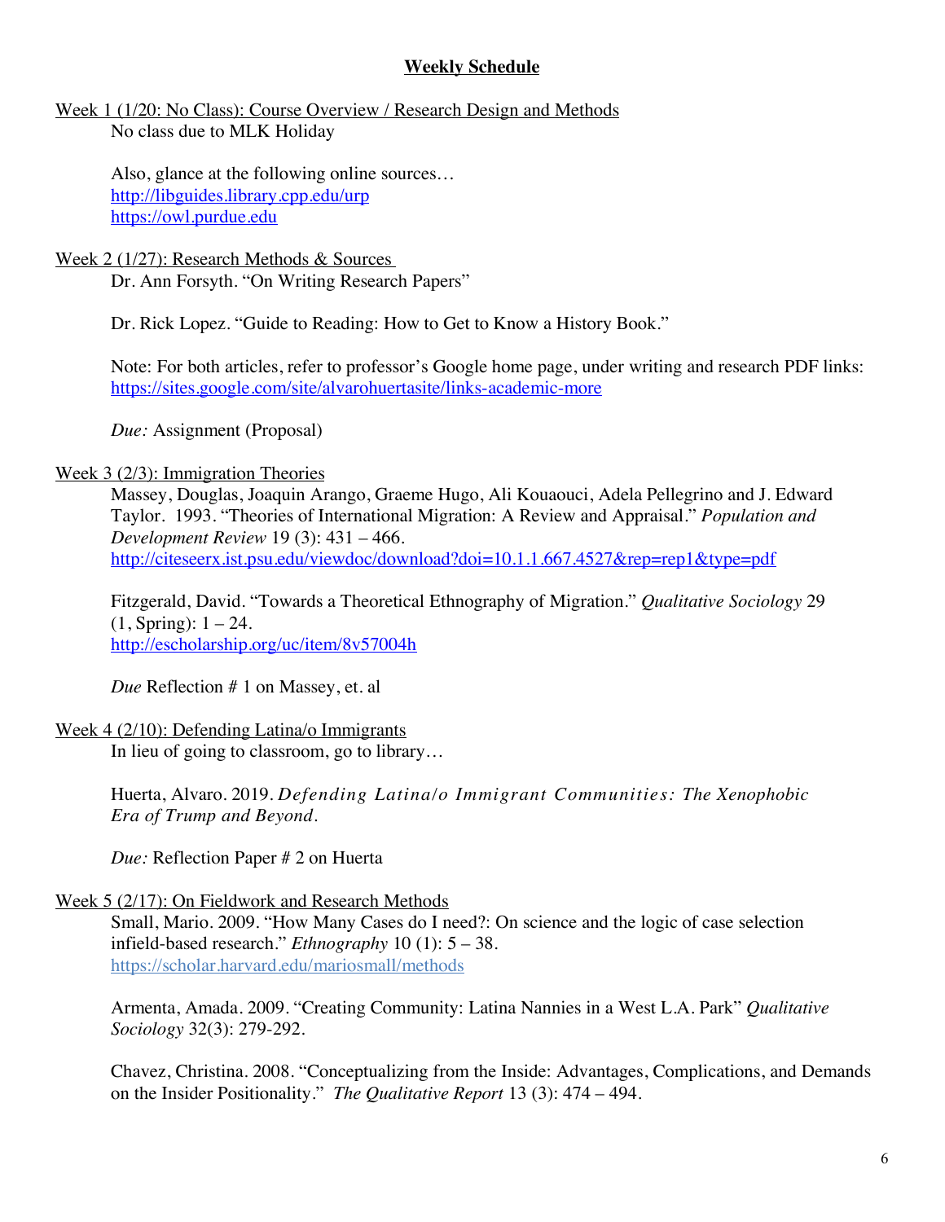## Weekly Schedule

Week 1 (1/20: No Class): Course Overview / Research Design and Methods

No class due to MLK Holiday

Also, glance at the following online sources…
http://libguides.library.cpp.edu/urp
https://owl.purdue.edu

Week 2 (1/27): Research Methods & Sources

Dr. Ann Forsyth. "On Writing Research Papers"

Dr. Rick Lopez. "Guide to Reading: How to Get to Know a History Book."

Note: For both articles, refer to professor's Google home page, under writing and research PDF links: https://sites.google.com/site/alvarohuertasite/links-academic-more

*Due:* Assignment (Proposal)

Week 3 (2/3): Immigration Theories

Massey, Douglas, Joaquin Arango, Graeme Hugo, Ali Kouaouci, Adela Pellegrino and J. Edward Taylor. 1993. "Theories of International Migration: A Review and Appraisal." *Population and Development Review* 19 (3): 431 – 466.
http://citeseerx.ist.psu.edu/viewdoc/download?doi=10.1.1.667.4527&rep=rep1&type=pdf

Fitzgerald, David. "Towards a Theoretical Ethnography of Migration." *Qualitative Sociology* 29 (1, Spring): 1 – 24.
http://escholarship.org/uc/item/8v57004h

*Due* Reflection # 1 on Massey, et. al

Week 4 (2/10): Defending Latina/o Immigrants

In lieu of going to classroom, go to library…

Huerta, Alvaro. 2019. *Defending Latina/o Immigrant Communities: The Xenophobic Era of Trump and Beyond.*

*Due:* Reflection Paper # 2 on Huerta

Week 5 (2/17): On Fieldwork and Research Methods

Small, Mario. 2009. "How Many Cases do I need?: On science and the logic of case selection infield-based research." *Ethnography* 10 (1): 5 – 38.
https://scholar.harvard.edu/mariosmall/methods

Armenta, Amada. 2009. "Creating Community: Latina Nannies in a West L.A. Park" *Qualitative Sociology* 32(3): 279-292.

Chavez, Christina. 2008. "Conceptualizing from the Inside: Advantages, Complications, and Demands on the Insider Positionality." *The Qualitative Report* 13 (3): 474 – 494.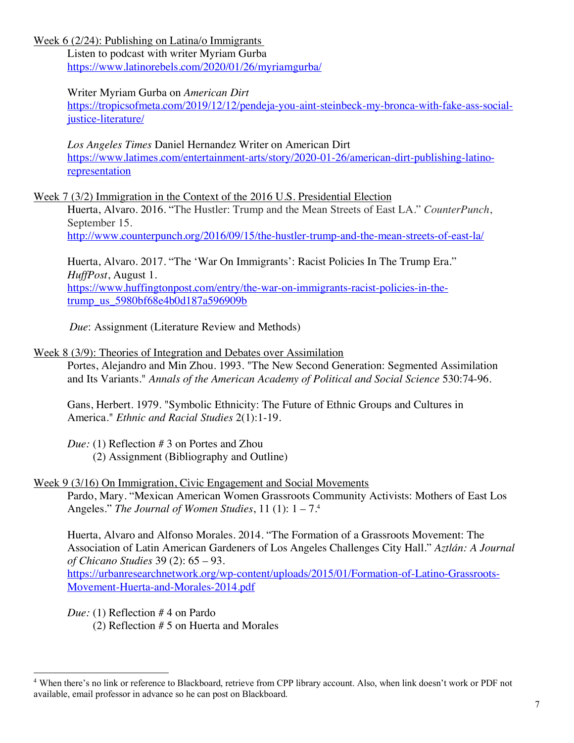Week 6 (2/24): Publishing on Latina/o Immigrants

Listen to podcast with writer Myriam Gurba
https://www.latinorebels.com/2020/01/26/myriamgurba/

Writer Myriam Gurba on *American Dirt*
https://tropicsofmeta.com/2019/12/12/pendeja-you-aint-steinbeck-my-bronca-with-fake-ass-social-justice-literature/

*Los Angeles Times* Daniel Hernandez Writer on American Dirt
https://www.latimes.com/entertainment-arts/story/2020-01-26/american-dirt-publishing-latino-representation

Week 7 (3/2) Immigration in the Context of the 2016 U.S. Presidential Election

Huerta, Alvaro. 2016. "The Hustler: Trump and the Mean Streets of East LA." *CounterPunch*, September 15.
http://www.counterpunch.org/2016/09/15/the-hustler-trump-and-the-mean-streets-of-east-la/

Huerta, Alvaro. 2017. "The 'War On Immigrants': Racist Policies In The Trump Era." *HuffPost*, August 1.
https://www.huffingtonpost.com/entry/the-war-on-immigrants-racist-policies-in-the-trump_us_5980bf68e4b0d187a596909b

*Due*: Assignment (Literature Review and Methods)

Week 8 (3/9): Theories of Integration and Debates over Assimilation

Portes, Alejandro and Min Zhou. 1993. "The New Second Generation: Segmented Assimilation and Its Variants." *Annals of the American Academy of Political and Social Science* 530:74-96.

Gans, Herbert. 1979. "Symbolic Ethnicity: The Future of Ethnic Groups and Cultures in America." *Ethnic and Racial Studies* 2(1):1-19.

*Due:* (1) Reflection # 3 on Portes and Zhou
(2) Assignment (Bibliography and Outline)

Week 9 (3/16) On Immigration, Civic Engagement and Social Movements

Pardo, Mary. "Mexican American Women Grassroots Community Activists: Mothers of East Los Angeles." *The Journal of Women Studies*, 11 (1): 1 – 7.[4]

Huerta, Alvaro and Alfonso Morales. 2014. "The Formation of a Grassroots Movement: The Association of Latin American Gardeners of Los Angeles Challenges City Hall." *Aztlán: A Journal of Chicano Studies* 39 (2): 65 – 93.
https://urbanresearchnetwork.org/wp-content/uploads/2015/01/Formation-of-Latino-Grassroots-Movement-Huerta-and-Morales-2014.pdf

*Due:* (1) Reflection # 4 on Pardo
(2) Reflection # 5 on Huerta and Morales

---

[4] When there's no link or reference to Blackboard, retrieve from CPP library account. Also, when link doesn't work or PDF not available, email professor in advance so he can post on Blackboard.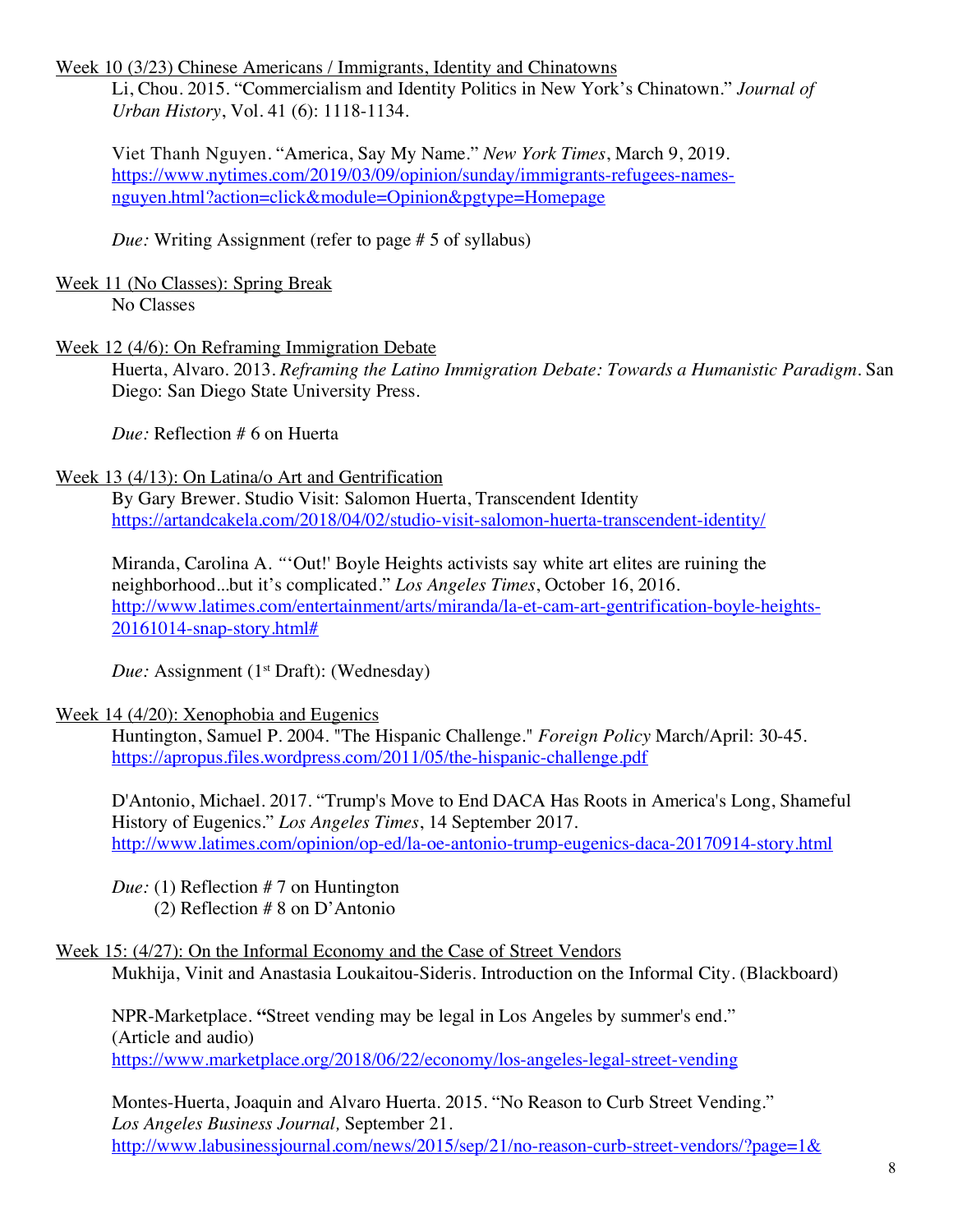Week 10 (3/23) Chinese Americans / Immigrants, Identity and Chinatowns

Li, Chou. 2015. "Commercialism and Identity Politics in New York's Chinatown." *Journal of Urban History*, Vol. 41 (6): 1118-1134.

Viet Thanh Nguyen. "America, Say My Name." *New York Times*, March 9, 2019. https://www.nytimes.com/2019/03/09/opinion/sunday/immigrants-refugees-names-nguyen.html?action=click&module=Opinion&pgtype=Homepage

*Due:* Writing Assignment (refer to page # 5 of syllabus)

Week 11 (No Classes): Spring Break

No Classes

Week 12 (4/6): On Reframing Immigration Debate

Huerta, Alvaro. 2013. *Reframing the Latino Immigration Debate: Towards a Humanistic Paradigm*. San Diego: San Diego State University Press.

*Due:* Reflection # 6 on Huerta

Week 13 (4/13): On Latina/o Art and Gentrification

By Gary Brewer. Studio Visit: Salomon Huerta, Transcendent Identity https://artandcakela.com/2018/04/02/studio-visit-salomon-huerta-transcendent-identity/

Miranda, Carolina A. "'Out!' Boyle Heights activists say white art elites are ruining the neighborhood...but it's complicated." *Los Angeles Times*, October 16, 2016. http://www.latimes.com/entertainment/arts/miranda/la-et-cam-art-gentrification-boyle-heights-20161014-snap-story.html#

*Due:* Assignment (1st Draft): (Wednesday)

Week 14 (4/20): Xenophobia and Eugenics

Huntington, Samuel P. 2004. "The Hispanic Challenge." *Foreign Policy* March/April: 30-45. https://apropus.files.wordpress.com/2011/05/the-hispanic-challenge.pdf

D'Antonio, Michael. 2017. "Trump's Move to End DACA Has Roots in America's Long, Shameful History of Eugenics." *Los Angeles Times*, 14 September 2017. http://www.latimes.com/opinion/op-ed/la-oe-antonio-trump-eugenics-daca-20170914-story.html

*Due:* (1) Reflection # 7 on Huntington
(2) Reflection # 8 on D'Antonio

Week 15: (4/27): On the Informal Economy and the Case of Street Vendors

Mukhija, Vinit and Anastasia Loukaitou-Sideris. Introduction on the Informal City. (Blackboard)

NPR-Marketplace. **"**Street vending may be legal in Los Angeles by summer's end." (Article and audio) https://www.marketplace.org/2018/06/22/economy/los-angeles-legal-street-vending

Montes-Huerta, Joaquin and Alvaro Huerta. 2015. "No Reason to Curb Street Vending." *Los Angeles Business Journal,* September 21. http://www.labusinessjournal.com/news/2015/sep/21/no-reason-curb-street-vendors/?page=1&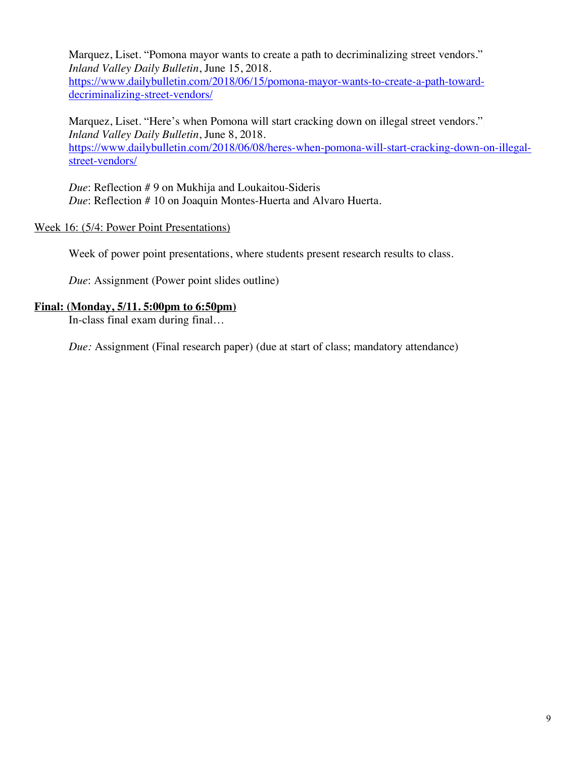Marquez, Liset. “Pomona mayor wants to create a path to decriminalizing street vendors.” *Inland Valley Daily Bulletin*, June 15, 2018. [https://www.dailybulletin.com/2018/06/15/pomona-mayor-wants-to-create-a-path-toward-decriminalizing-street-vendors/](https://www.dailybulletin.com/2018/06/15/pomona-mayor-wants-to-create-a-path-toward-decriminalizing-street-vendors/)

Marquez, Liset. “Here’s when Pomona will start cracking down on illegal street vendors.” *Inland Valley Daily Bulletin*, June 8, 2018. [https://www.dailybulletin.com/2018/06/08/heres-when-pomona-will-start-cracking-down-on-illegal-street-vendors/](https://www.dailybulletin.com/2018/06/08/heres-when-pomona-will-start-cracking-down-on-illegal-street-vendors/)

*Due*: Reflection # 9 on Mukhija and Loukaitou-Sideris
*Due*: Reflection # 10 on Joaquin Montes-Huerta and Alvaro Huerta.

Week 16: (5/4: Power Point Presentations)

Week of power point presentations, where students present research results to class.

*Due*: Assignment (Power point slides outline)

**Final: (Monday, 5/11. 5:00pm to 6:50pm)**

In-class final exam during final…

*Due:* Assignment (Final research paper) (due at start of class; mandatory attendance)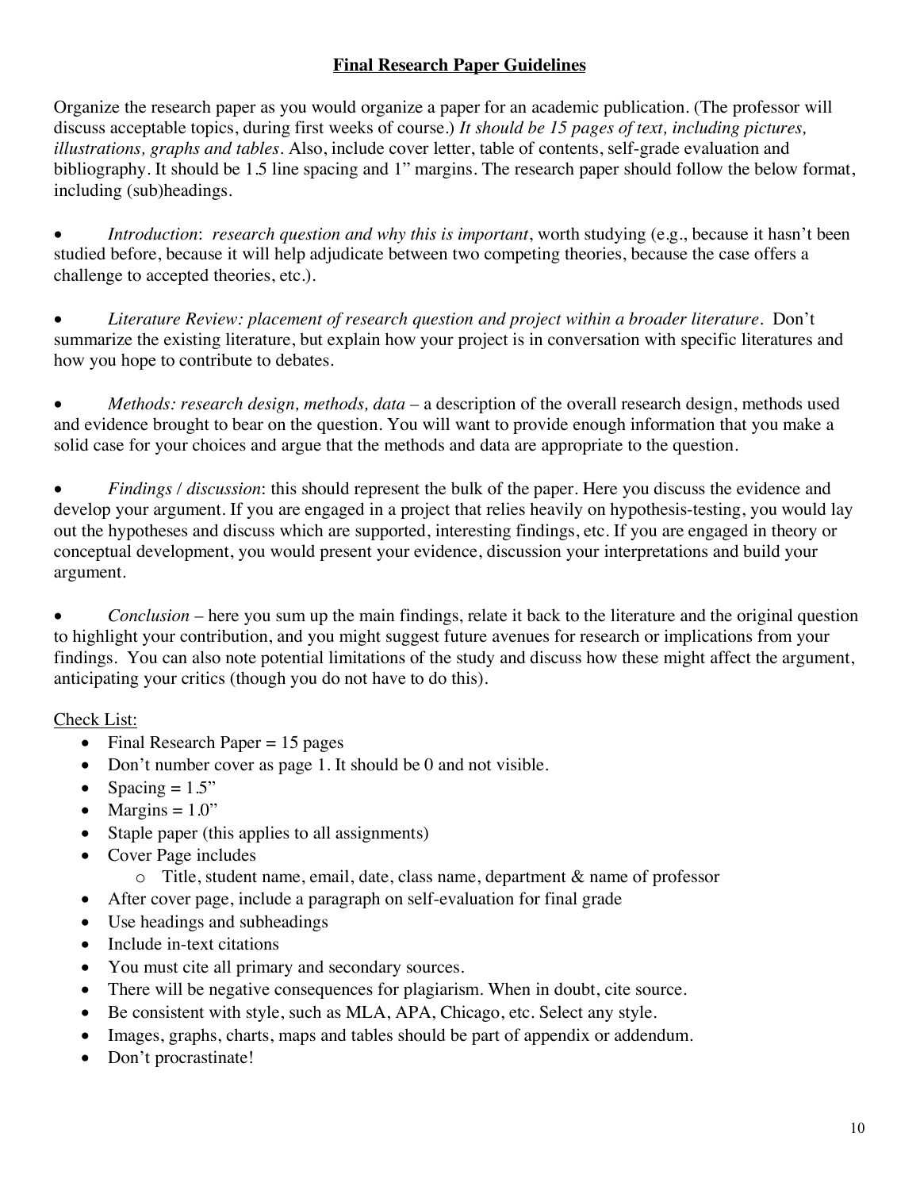# **Final Research Paper Guidelines**

Organize the research paper as you would organize a paper for an academic publication. (The professor will discuss acceptable topics, during first weeks of course.) *It should be 15 pages of text, including pictures, illustrations, graphs and tables*. Also, include cover letter, table of contents, self-grade evaluation and bibliography. It should be 1.5 line spacing and 1" margins. The research paper should follow the below format, including (sub)headings.

- *Introduction*: *research question and why this is important*, worth studying (e.g., because it hasn't been studied before, because it will help adjudicate between two competing theories, because the case offers a challenge to accepted theories, etc.).

- *Literature Review: placement of research question and project within a broader literature*. Don't summarize the existing literature, but explain how your project is in conversation with specific literatures and how you hope to contribute to debates.

- *Methods: research design, methods, data* – a description of the overall research design, methods used and evidence brought to bear on the question. You will want to provide enough information that you make a solid case for your choices and argue that the methods and data are appropriate to the question.

- *Findings / discussion*: this should represent the bulk of the paper. Here you discuss the evidence and develop your argument. If you are engaged in a project that relies heavily on hypothesis-testing, you would lay out the hypotheses and discuss which are supported, interesting findings, etc. If you are engaged in theory or conceptual development, you would present your evidence, discussion your interpretations and build your argument.

- *Conclusion* – here you sum up the main findings, relate it back to the literature and the original question to highlight your contribution, and you might suggest future avenues for research or implications from your findings. You can also note potential limitations of the study and discuss how these might affect the argument, anticipating your critics (though you do not have to do this).

Check List:

- Final Research Paper = 15 pages
- Don't number cover as page 1. It should be 0 and not visible.
- Spacing = 1.5"
- Margins = 1.0"
- Staple paper (this applies to all assignments)
- Cover Page includes
  - Title, student name, email, date, class name, department & name of professor
- After cover page, include a paragraph on self-evaluation for final grade
- Use headings and subheadings
- Include in-text citations
- You must cite all primary and secondary sources.
- There will be negative consequences for plagiarism. When in doubt, cite source.
- Be consistent with style, such as MLA, APA, Chicago, etc. Select any style.
- Images, graphs, charts, maps and tables should be part of appendix or addendum.
- Don't procrastinate!